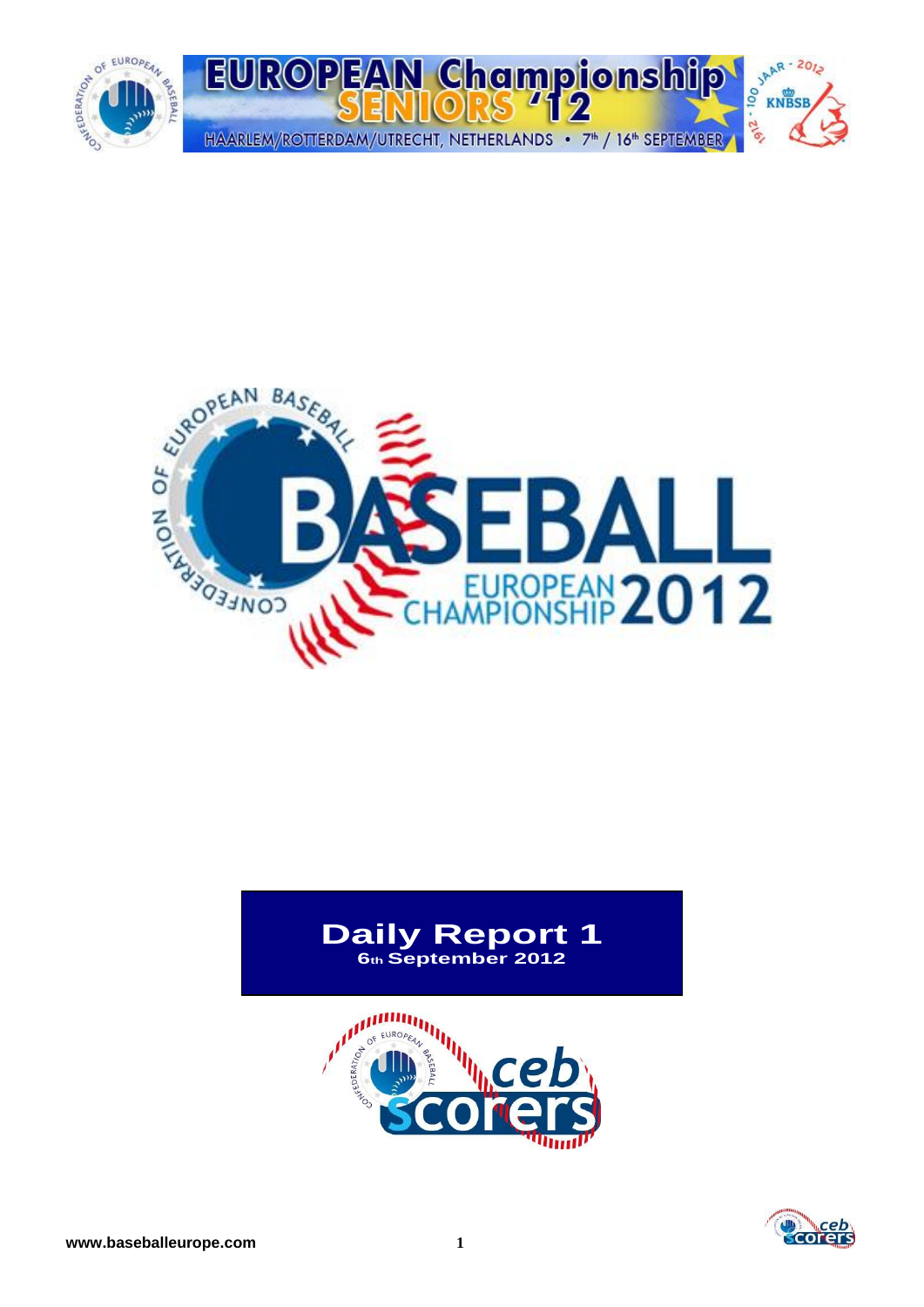# EUROPEAN Championship SENIORS '12

HAARLEM/ROTTERDAM/UTRECHT, NETHERLANDS • 7th / 16th SEPTEMBER

CONFEDERATION OF EUROPEAN BASEBALL

BASEBALL EUROPEAN CHAMPIONSHIP 2012

## Daily Report 1

**6th September 2012**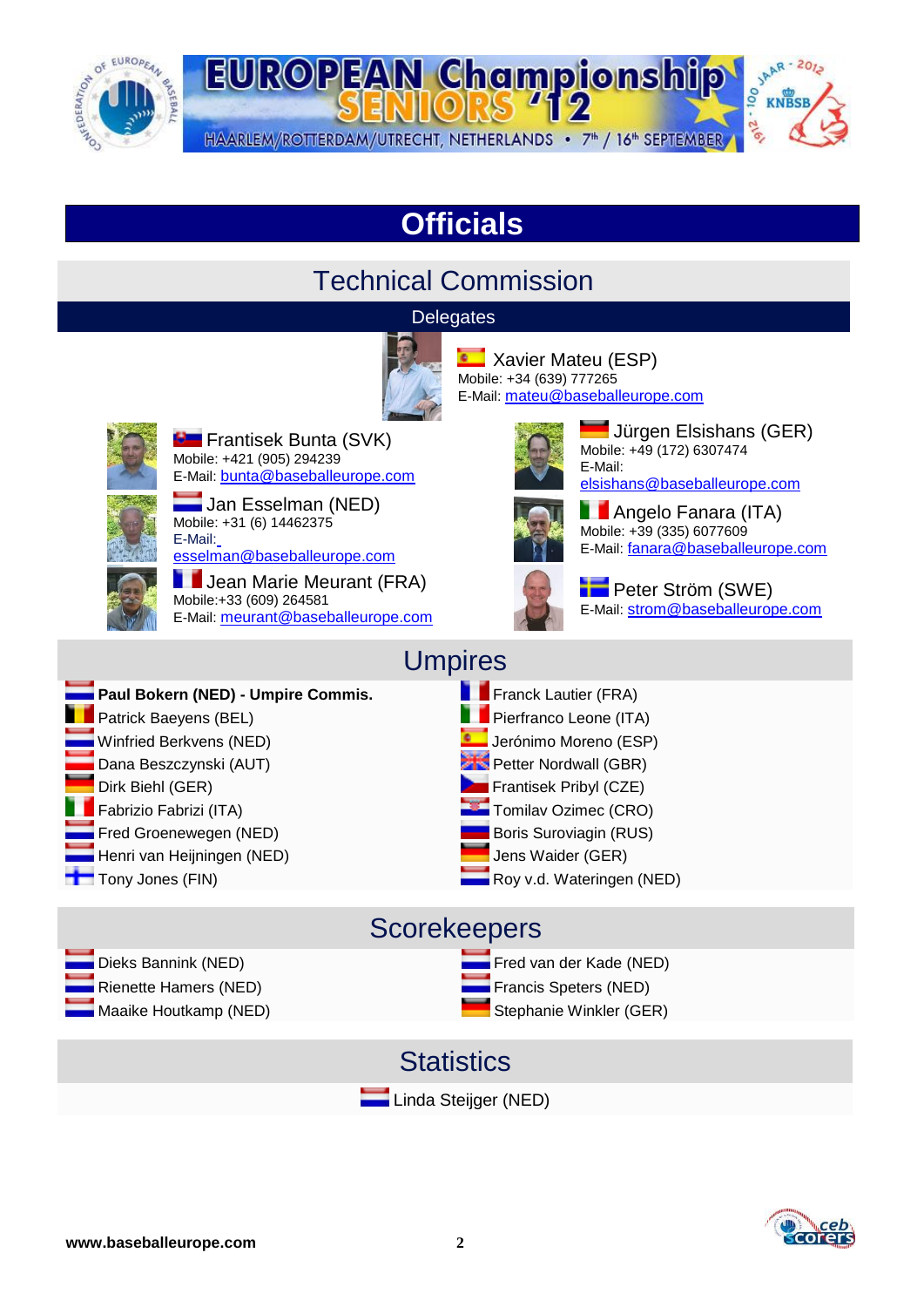# Officials

## Technical Commission

### Delegates

Xavier Mateu (ESP)
Mobile: +34 (639) 777265
E-Mail: mateu@baseballeurope.com

Frantisek Bunta (SVK)
Mobile: +421 (905) 294239
E-Mail: bunta@baseballeurope.com

Jürgen Elsishans (GER)
Mobile: +49 (172) 6307474
E-Mail:
elsishans@baseballeurope.com

Jan Esselman (NED)
Mobile: +31 (6) 14462375
E-Mail:
esselman@baseballeurope.com

Angelo Fanara (ITA)
Mobile: +39 (335) 6077609
E-Mail: fanara@baseballeurope.com

Jean Marie Meurant (FRA)
Mobile:+33 (609) 264581
E-Mail: meurant@baseballeurope.com

Peter Ström (SWE)
E-Mail: strom@baseballeurope.com

## Umpires

**Paul Bokern (NED) - Umpire Commis.**
Patrick Baeyens (BEL)
Winfried Berkvens (NED)
Dana Beszczynski (AUT)
Dirk Biehl (GER)
Fabrizio Fabrizi (ITA)
Fred Groenewegen (NED)
Henri van Heijningen (NED)
Tony Jones (FIN)
Franck Lautier (FRA)
Pierfranco Leone (ITA)
Jerónimo Moreno (ESP)
Petter Nordwall (GBR)
Frantisek Pribyl (CZE)
Tomilav Ozimec (CRO)
Boris Suroviagin (RUS)
Jens Waider (GER)
Roy v.d. Wateringen (NED)

## Scorekeepers

Dieks Bannink (NED)
Rienette Hamers (NED)
Maaike Houtkamp (NED)
Fred van der Kade (NED)
Francis Speters (NED)
Stephanie Winkler (GER)

## Statistics

Linda Steijger (NED)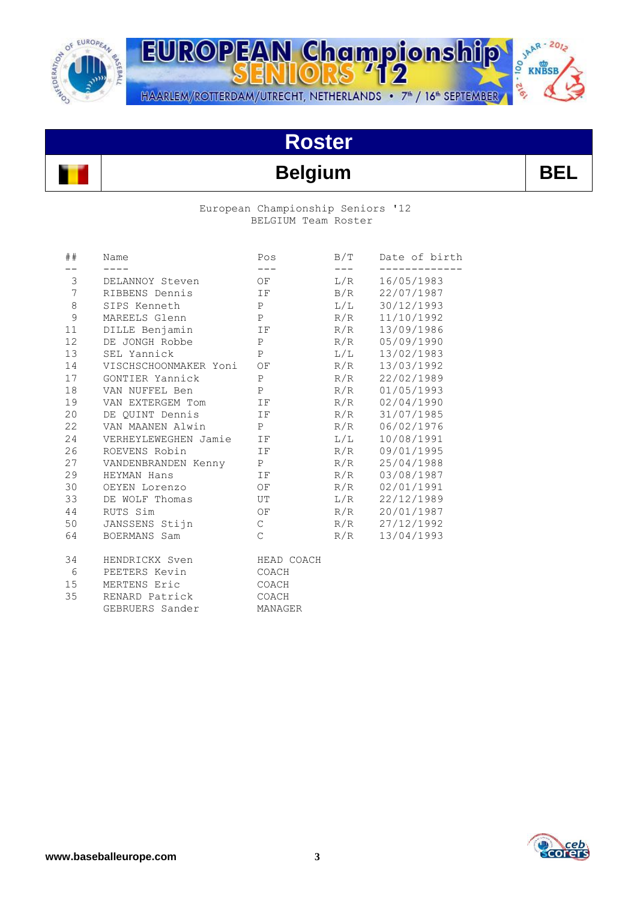# Roster

## Belgium

**BEL**

European Championship Seniors '12
BELGIUM Team Roster

| ## | Name | Pos | B/T | Date of birth |
|---|---|---|---|---|
| 3 | DELANNOY Steven | OF | L/R | 16/05/1983 |
| 7 | RIBBENS Dennis | IF | B/R | 22/07/1987 |
| 8 | SIPS Kenneth | P | L/L | 30/12/1993 |
| 9 | MAREELS Glenn | P | R/R | 11/10/1992 |
| 11 | DILLE Benjamin | IF | R/R | 13/09/1986 |
| 12 | DE JONGH Robbe | P | R/R | 05/09/1990 |
| 13 | SEL Yannick | P | L/L | 13/02/1983 |
| 14 | VISCHSCHOONMAKER Yoni | OF | R/R | 13/03/1992 |
| 17 | GONTIER Yannick | P | R/R | 22/02/1989 |
| 18 | VAN NUFFEL Ben | P | R/R | 01/05/1993 |
| 19 | VAN EXTERGEM Tom | IF | R/R | 02/04/1990 |
| 20 | DE QUINT Dennis | IF | R/R | 31/07/1985 |
| 22 | VAN MAANEN Alwin | P | R/R | 06/02/1976 |
| 24 | VERHEYLEWEGHEN Jamie | IF | L/L | 10/08/1991 |
| 26 | ROEVENS Robin | IF | R/R | 09/01/1995 |
| 27 | VANDENBRANDEN Kenny | P | R/R | 25/04/1988 |
| 29 | HEYMAN Hans | IF | R/R | 03/08/1987 |
| 30 | OEYEN Lorenzo | OF | R/R | 02/01/1991 |
| 33 | DE WOLF Thomas | UT | L/R | 22/12/1989 |
| 44 | RUTS Sim | OF | R/R | 20/01/1987 |
| 50 | JANSSENS Stijn | C | R/R | 27/12/1992 |
| 64 | BOERMANS Sam | C | R/R | 13/04/1993 |

| ## | Name | Pos |
|---|---|---|
| 34 | HENDRICKX Sven | HEAD COACH |
| 6 | PEETERS Kevin | COACH |
| 15 | MERTENS Eric | COACH |
| 35 | RENARD Patrick | COACH |
| | GEBRUERS Sander | MANAGER |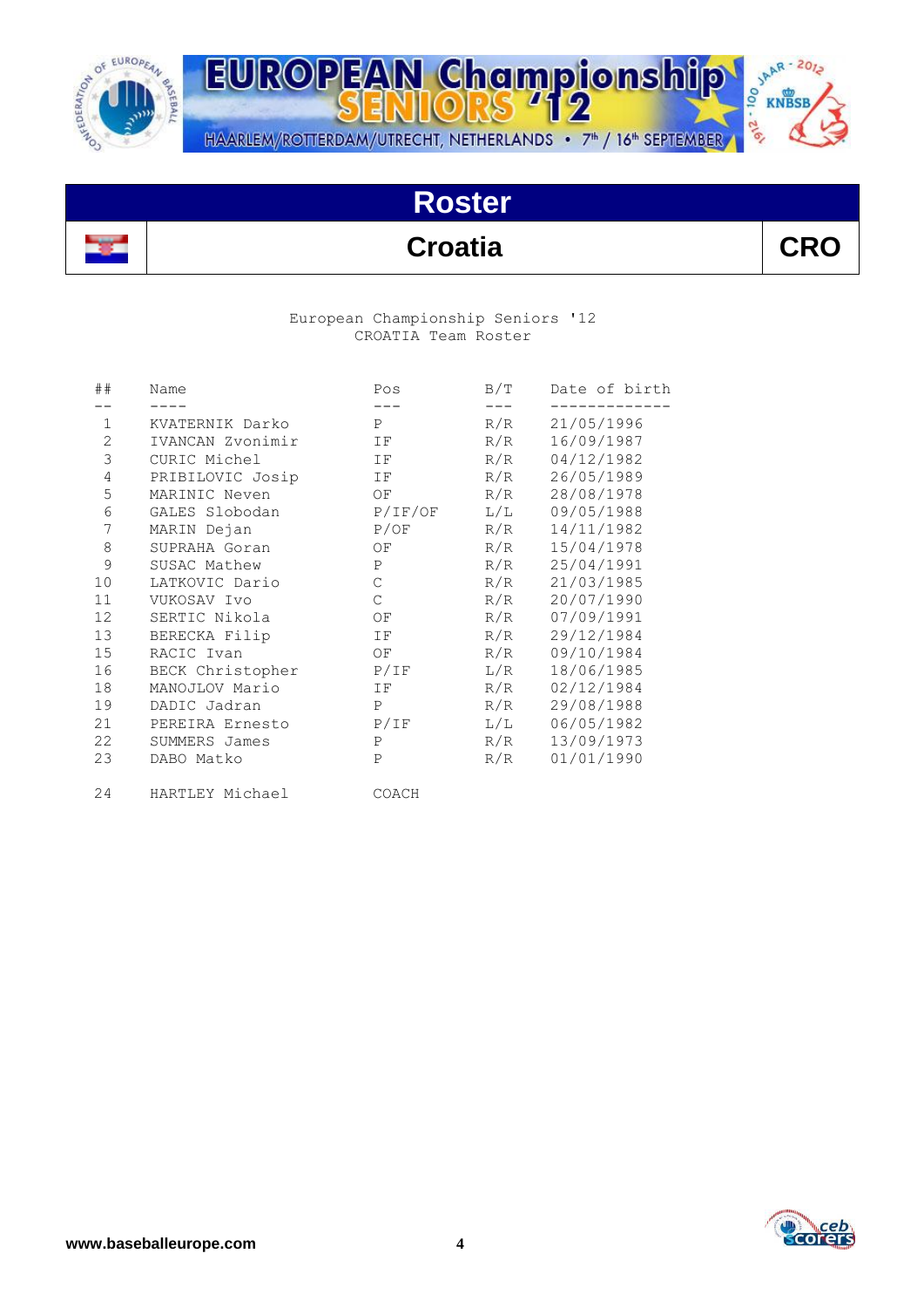# Roster

## Croatia — CRO

European Championship Seniors '12
CROATIA Team Roster

| ## | Name | Pos | B/T | Date of birth |
|---|---|---|---|---|
| 1 | KVATERNIK Darko | P | R/R | 21/05/1996 |
| 2 | IVANCAN Zvonimir | IF | R/R | 16/09/1987 |
| 3 | CURIC Michel | IF | R/R | 04/12/1982 |
| 4 | PRIBILOVIC Josip | IF | R/R | 26/05/1989 |
| 5 | MARINIC Neven | OF | R/R | 28/08/1978 |
| 6 | GALES Slobodan | P/IF/OF | L/L | 09/05/1988 |
| 7 | MARIN Dejan | P/OF | R/R | 14/11/1982 |
| 8 | SUPRAHA Goran | OF | R/R | 15/04/1978 |
| 9 | SUSAC Mathew | P | R/R | 25/04/1991 |
| 10 | LATKOVIC Dario | C | R/R | 21/03/1985 |
| 11 | VUKOSAV Ivo | C | R/R | 20/07/1990 |
| 12 | SERTIC Nikola | OF | R/R | 07/09/1991 |
| 13 | BERECKA Filip | IF | R/R | 29/12/1984 |
| 15 | RACIC Ivan | OF | R/R | 09/10/1984 |
| 16 | BECK Christopher | P/IF | L/R | 18/06/1985 |
| 18 | MANOJLOV Mario | IF | R/R | 02/12/1984 |
| 19 | DADIC Jadran | P | R/R | 29/08/1988 |
| 21 | PEREIRA Ernesto | P/IF | L/L | 06/05/1982 |
| 22 | SUMMERS James | P | R/R | 13/09/1973 |
| 23 | DABO Matko | P | R/R | 01/01/1990 |
| 24 | HARTLEY Michael | COACH | | |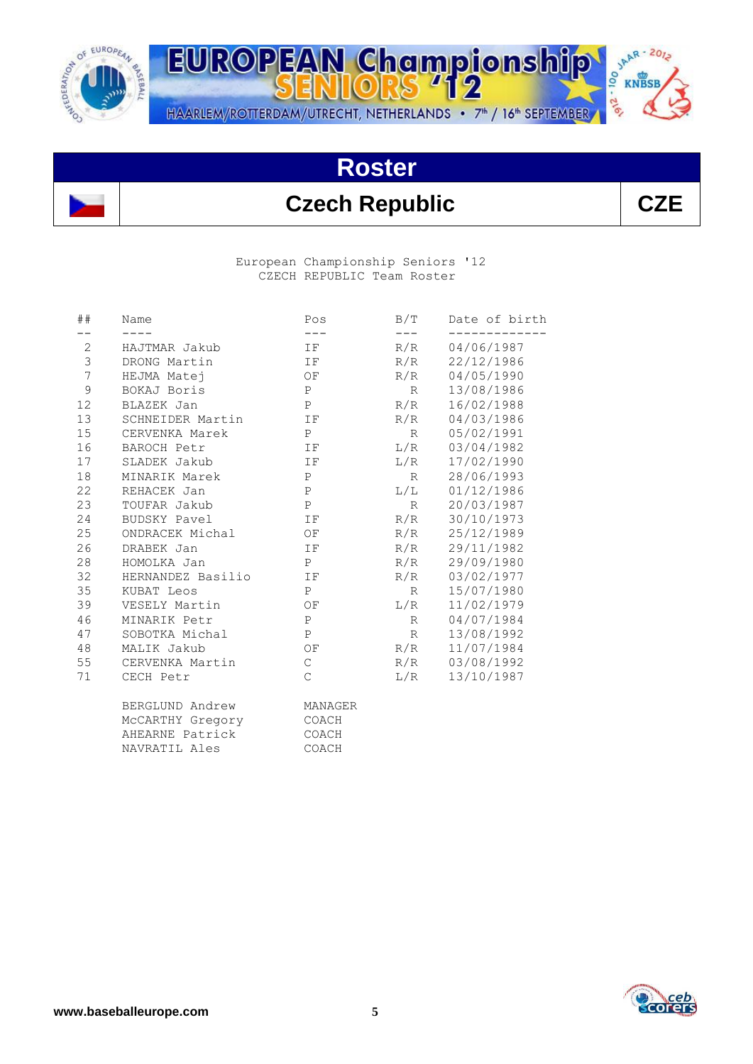# Roster

## Czech Republic

**CZE**

European Championship Seniors '12
CZECH REPUBLIC Team Roster

| ## | Name | Pos | B/T | Date of birth |
|---|---|---|---|---|
| 2 | HAJTMAR Jakub | IF | R/R | 04/06/1987 |
| 3 | DRONG Martin | IF | R/R | 22/12/1986 |
| 7 | HEJMA Matej | OF | R/R | 04/05/1990 |
| 9 | BOKAJ Boris | P | R | 13/08/1986 |
| 12 | BLAZEK Jan | P | R/R | 16/02/1988 |
| 13 | SCHNEIDER Martin | IF | R/R | 04/03/1986 |
| 15 | CERVENKA Marek | P | R | 05/02/1991 |
| 16 | BAROCH Petr | IF | L/R | 03/04/1982 |
| 17 | SLADEK Jakub | IF | L/R | 17/02/1990 |
| 18 | MINARIK Marek | P | R | 28/06/1993 |
| 22 | REHACEK Jan | P | L/L | 01/12/1986 |
| 23 | TOUFAR Jakub | P | R | 20/03/1987 |
| 24 | BUDSKY Pavel | IF | R/R | 30/10/1973 |
| 25 | ONDRACEK Michal | OF | R/R | 25/12/1989 |
| 26 | DRABEK Jan | IF | R/R | 29/11/1982 |
| 28 | HOMOLKA Jan | P | R/R | 29/09/1980 |
| 32 | HERNANDEZ Basilio | IF | R/R | 03/02/1977 |
| 35 | KUBAT Leos | P | R | 15/07/1980 |
| 39 | VESELY Martin | OF | L/R | 11/02/1979 |
| 46 | MINARIK Petr | P | R | 04/07/1984 |
| 47 | SOBOTKA Michal | P | R | 13/08/1992 |
| 48 | MALIK Jakub | OF | R/R | 11/07/1984 |
| 55 | CERVENKA Martin | C | R/R | 03/08/1992 |
| 71 | CECH Petr | C | L/R | 13/10/1987 |
| | BERGLUND Andrew | MANAGER | | |
| | McCARTHY Gregory | COACH | | |
| | AHEARNE Patrick | COACH | | |
| | NAVRATIL Ales | COACH | | |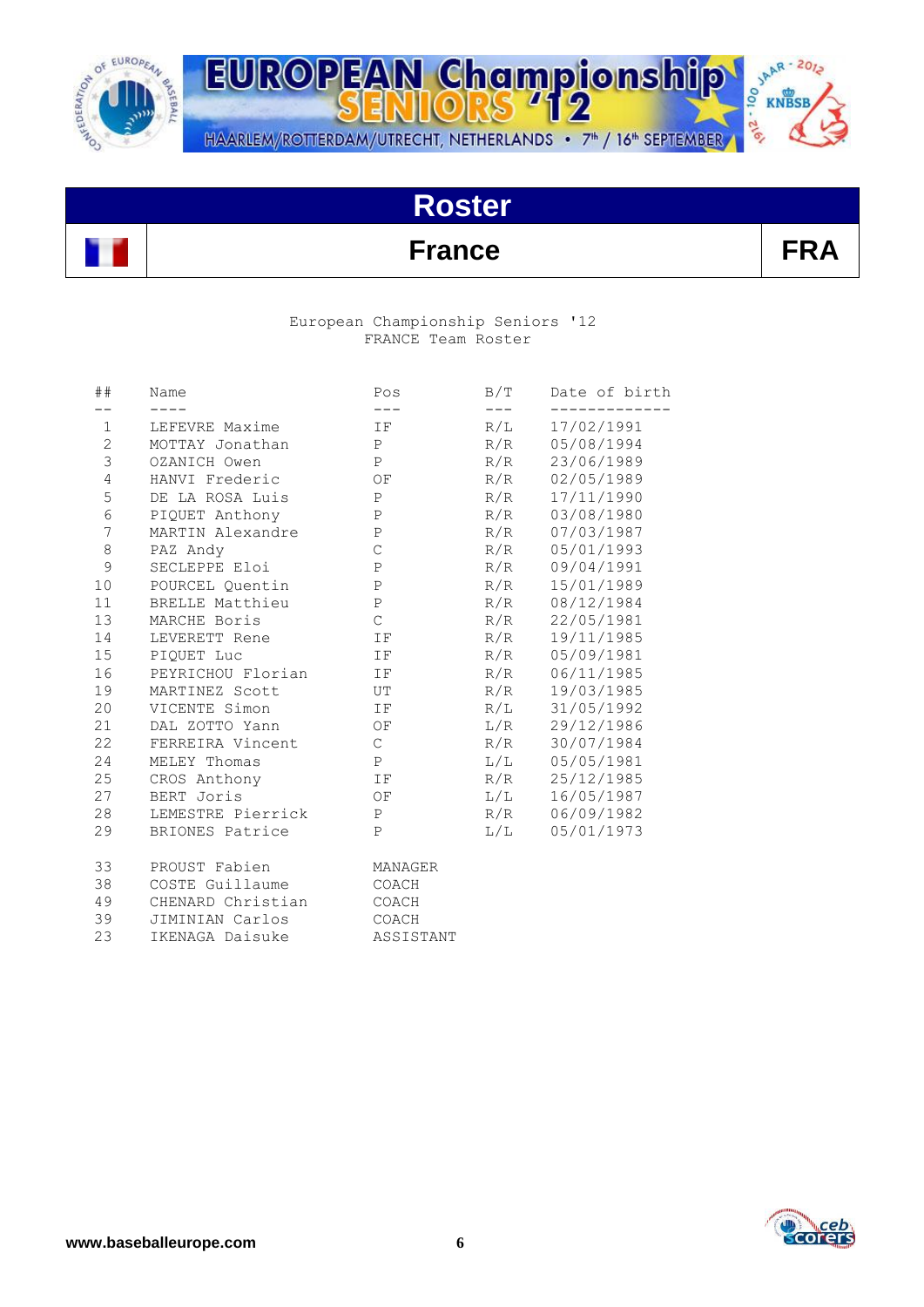# Roster

## France — FRA

European Championship Seniors '12
FRANCE Team Roster

| ## | Name | Pos | B/T | Date of birth |
|---|---|---|---|---|
| 1 | LEFEVRE Maxime | IF | R/L | 17/02/1991 |
| 2 | MOTTAY Jonathan | P | R/R | 05/08/1994 |
| 3 | OZANICH Owen | P | R/R | 23/06/1989 |
| 4 | HANVI Frederic | OF | R/R | 02/05/1989 |
| 5 | DE LA ROSA Luis | P | R/R | 17/11/1990 |
| 6 | PIQUET Anthony | P | R/R | 03/08/1980 |
| 7 | MARTIN Alexandre | P | R/R | 07/03/1987 |
| 8 | PAZ Andy | C | R/R | 05/01/1993 |
| 9 | SECLEPPE Eloi | P | R/R | 09/04/1991 |
| 10 | POURCEL Quentin | P | R/R | 15/01/1989 |
| 11 | BRELLE Matthieu | P | R/R | 08/12/1984 |
| 13 | MARCHE Boris | C | R/R | 22/05/1981 |
| 14 | LEVERETT Rene | IF | R/R | 19/11/1985 |
| 15 | PIQUET Luc | IF | R/R | 05/09/1981 |
| 16 | PEYRICHOU Florian | IF | R/R | 06/11/1985 |
| 19 | MARTINEZ Scott | UT | R/R | 19/03/1985 |
| 20 | VICENTE Simon | IF | R/L | 31/05/1992 |
| 21 | DAL ZOTTO Yann | OF | L/R | 29/12/1986 |
| 22 | FERREIRA Vincent | C | R/R | 30/07/1984 |
| 24 | MELEY Thomas | P | L/L | 05/05/1981 |
| 25 | CROS Anthony | IF | R/R | 25/12/1985 |
| 27 | BERT Joris | OF | L/L | 16/05/1987 |
| 28 | LEMESTRE Pierrick | P | R/R | 06/09/1982 |
| 29 | BRIONES Patrice | P | L/L | 05/01/1973 |
| | | | | |
| 33 | PROUST Fabien | MANAGER | | |
| 38 | COSTE Guillaume | COACH | | |
| 49 | CHENARD Christian | COACH | | |
| 39 | JIMINIAN Carlos | COACH | | |
| 23 | IKENAGA Daisuke | ASSISTANT | | |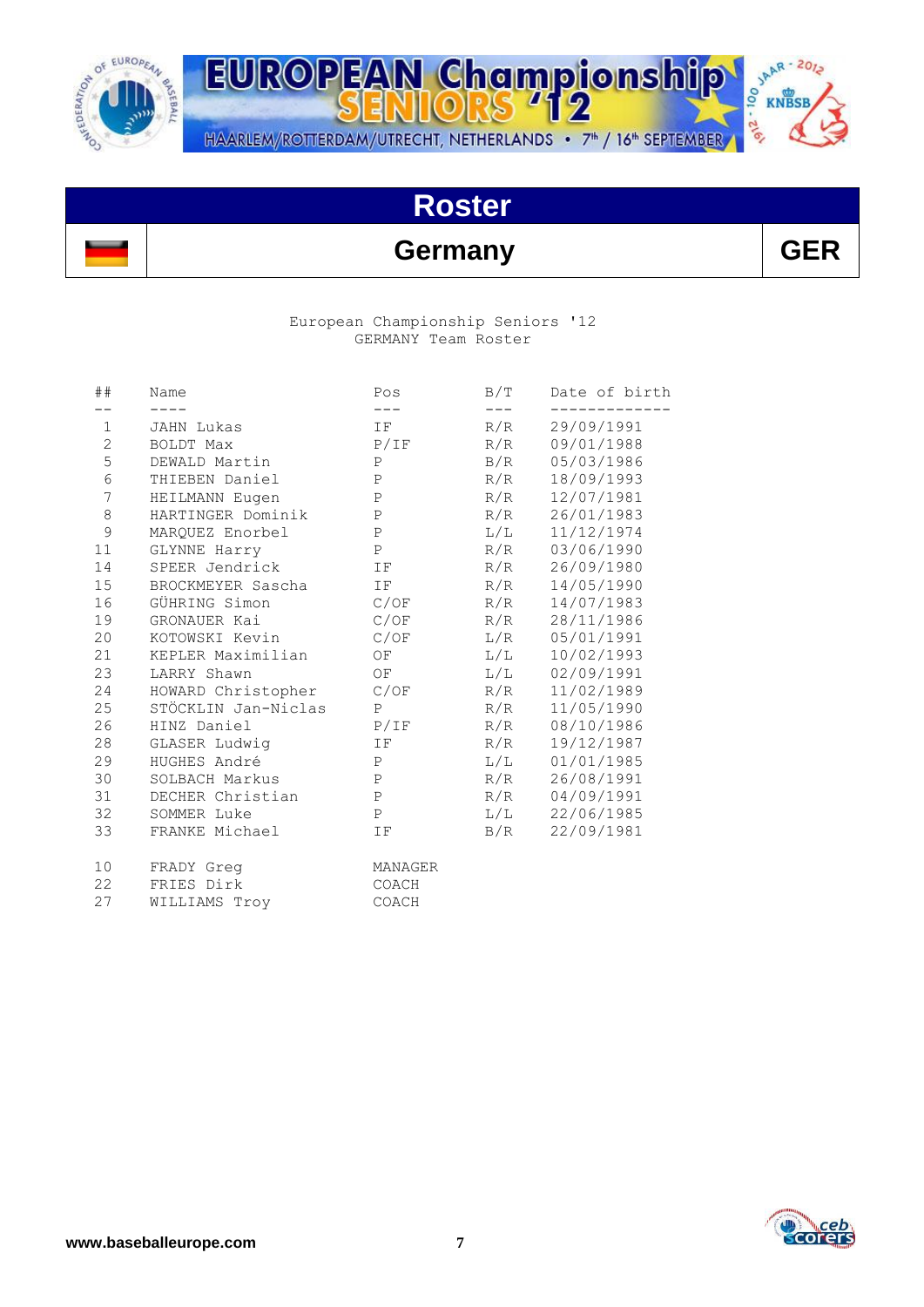# Roster

## Germany GER

European Championship Seniors '12
GERMANY Team Roster

| ## | Name | Pos | B/T | Date of birth |
|---|---|---|---|---|
| 1 | JAHN Lukas | IF | R/R | 29/09/1991 |
| 2 | BOLDT Max | P/IF | R/R | 09/01/1988 |
| 5 | DEWALD Martin | P | B/R | 05/03/1986 |
| 6 | THIEBEN Daniel | P | R/R | 18/09/1993 |
| 7 | HEILMANN Eugen | P | R/R | 12/07/1981 |
| 8 | HARTINGER Dominik | P | R/R | 26/01/1983 |
| 9 | MARQUEZ Enorbel | P | L/L | 11/12/1974 |
| 11 | GLYNNE Harry | P | R/R | 03/06/1990 |
| 14 | SPEER Jendrick | IF | R/R | 26/09/1980 |
| 15 | BROCKMEYER Sascha | IF | R/R | 14/05/1990 |
| 16 | GÜHRING Simon | C/OF | R/R | 14/07/1983 |
| 19 | GRONAUER Kai | C/OF | R/R | 28/11/1986 |
| 20 | KOTOWSKI Kevin | C/OF | L/R | 05/01/1991 |
| 21 | KEPLER Maximilian | OF | L/L | 10/02/1993 |
| 23 | LARRY Shawn | OF | L/L | 02/09/1991 |
| 24 | HOWARD Christopher | C/OF | R/R | 11/02/1989 |
| 25 | STÖCKLIN Jan-Niclas | P | R/R | 11/05/1990 |
| 26 | HINZ Daniel | P/IF | R/R | 08/10/1986 |
| 28 | GLASER Ludwig | IF | R/R | 19/12/1987 |
| 29 | HUGHES André | P | L/L | 01/01/1985 |
| 30 | SOLBACH Markus | P | R/R | 26/08/1991 |
| 31 | DECHER Christian | P | R/R | 04/09/1991 |
| 32 | SOMMER Luke | P | L/L | 22/06/1985 |
| 33 | FRANKE Michael | IF | B/R | 22/09/1981 |
| 10 | FRADY Greg | MANAGER | | |
| 22 | FRIES Dirk | COACH | | |
| 27 | WILLIAMS Troy | COACH | | |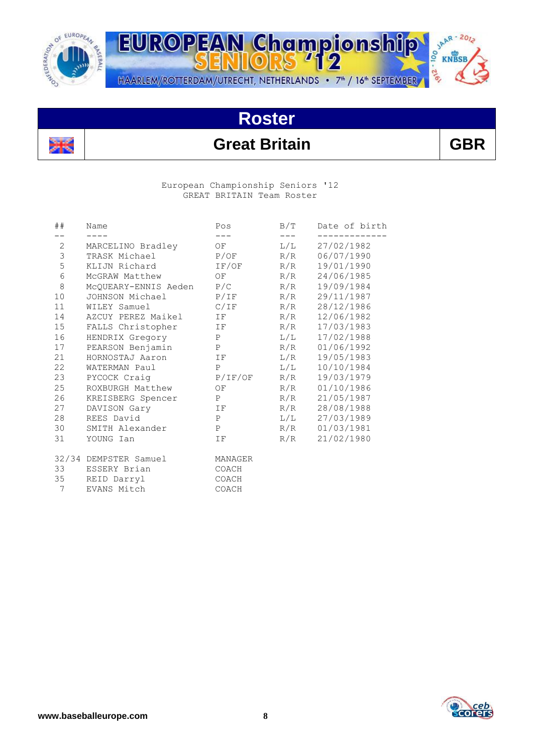# Roster

## Great Britain GBR

European Championship Seniors '12
GREAT BRITAIN Team Roster

| ## | Name | Pos | B/T | Date of birth |
|---|---|---|---|---|
| 2 | MARCELINO Bradley | OF | L/L | 27/02/1982 |
| 3 | TRASK Michael | P/OF | R/R | 06/07/1990 |
| 5 | KLIJN Richard | IF/OF | R/R | 19/01/1990 |
| 6 | McGRAW Matthew | OF | R/R | 24/06/1985 |
| 8 | McQUEARY-ENNIS Aeden | P/C | R/R | 19/09/1984 |
| 10 | JOHNSON Michael | P/IF | R/R | 29/11/1987 |
| 11 | WILEY Samuel | C/IF | R/R | 28/12/1986 |
| 14 | AZCUY PEREZ Maikel | IF | R/R | 12/06/1982 |
| 15 | FALLS Christopher | IF | R/R | 17/03/1983 |
| 16 | HENDRIX Gregory | P | L/L | 17/02/1988 |
| 17 | PEARSON Benjamin | P | R/R | 01/06/1992 |
| 21 | HORNOSTAJ Aaron | IF | L/R | 19/05/1983 |
| 22 | WATERMAN Paul | P | L/L | 10/10/1984 |
| 23 | PYCOCK Craig | P/IF/OF | R/R | 19/03/1979 |
| 25 | ROXBURGH Matthew | OF | R/R | 01/10/1986 |
| 26 | KREISBERG Spencer | P | R/R | 21/05/1987 |
| 27 | DAVISON Gary | IF | R/R | 28/08/1988 |
| 28 | REES David | P | L/L | 27/03/1989 |
| 30 | SMITH Alexander | P | R/R | 01/03/1981 |
| 31 | YOUNG Ian | IF | R/R | 21/02/1980 |
| | | | | |
| 32/34 | DEMPSTER Samuel | MANAGER | | |
| 33 | ESSERY Brian | COACH | | |
| 35 | REID Darryl | COACH | | |
| 7 | EVANS Mitch | COACH | | |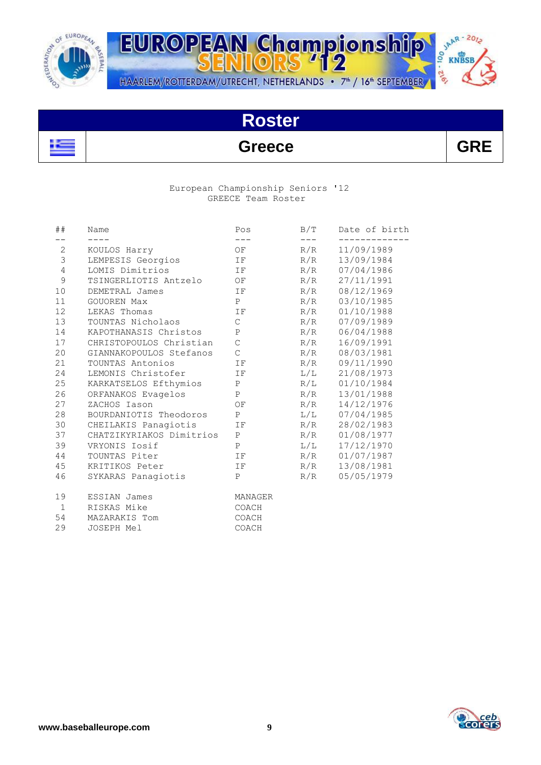# Roster

## Greece — GRE

European Championship Seniors '12
GREECE Team Roster

| ## | Name | Pos | B/T | Date of birth |
|---|---|---|---|---|
| 2 | KOULOS Harry | OF | R/R | 11/09/1989 |
| 3 | LEMPESIS Georgios | IF | R/R | 13/09/1984 |
| 4 | LOMIS Dimitrios | IF | R/R | 07/04/1986 |
| 9 | TSINGERLIOTIS Antzelo | OF | R/R | 27/11/1991 |
| 10 | DEMETRAL James | IF | R/R | 08/12/1969 |
| 11 | GOUOREN Max | P | R/R | 03/10/1985 |
| 12 | LEKAS Thomas | IF | R/R | 01/10/1988 |
| 13 | TOUNTAS Nicholaos | C | R/R | 07/09/1989 |
| 14 | KAPOTHANASIS Christos | P | R/R | 06/04/1988 |
| 17 | CHRISTOPOULOS Christian | C | R/R | 16/09/1991 |
| 20 | GIANNAKOPOULOS Stefanos | C | R/R | 08/03/1981 |
| 21 | TOUNTAS Antonios | IF | R/R | 09/11/1990 |
| 24 | LEMONIS Christofer | IF | L/L | 21/08/1973 |
| 25 | KARKATSELOS Efthymios | P | R/L | 01/10/1984 |
| 26 | ORFANAKOS Evagelos | P | R/R | 13/01/1988 |
| 27 | ZACHOS Iason | OF | R/R | 14/12/1976 |
| 28 | BOURDANIOTIS Theodoros | P | L/L | 07/04/1985 |
| 30 | CHEILAKIS Panagiotis | IF | R/R | 28/02/1983 |
| 37 | CHATZIKYRIAKOS Dimitrios | P | R/R | 01/08/1977 |
| 39 | VRYONIS Iosif | P | L/L | 17/12/1970 |
| 44 | TOUNTAS Piter | IF | R/R | 01/07/1987 |
| 45 | KRITIKOS Peter | IF | R/R | 13/08/1981 |
| 46 | SYKARAS Panagiotis | P | R/R | 05/05/1979 |

| ## | Name | Pos |
|---|---|---|
| 19 | ESSIAN James | MANAGER |
| 1 | RISKAS Mike | COACH |
| 54 | MAZARAKIS Tom | COACH |
| 29 | JOSEPH Mel | COACH |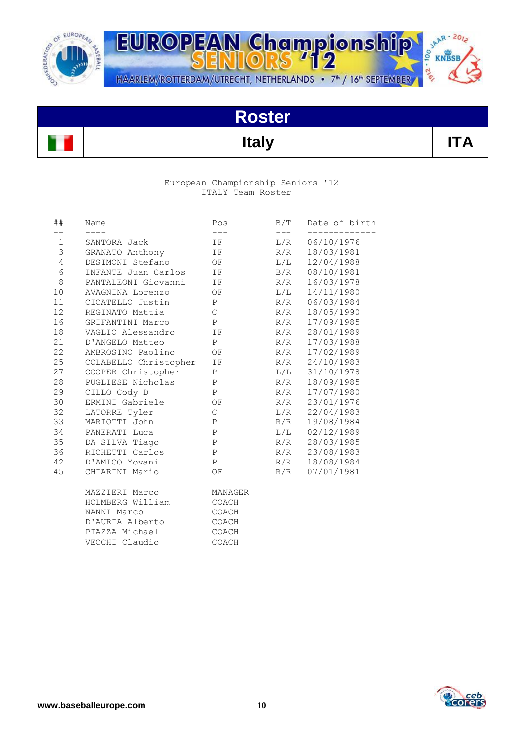# Roster

## Italy — ITA

European Championship Seniors '12
ITALY Team Roster

| ## | Name | Pos | B/T | Date of birth |
|---|---|---|---|---|
| 1 | SANTORA Jack | IF | L/R | 06/10/1976 |
| 3 | GRANATO Anthony | IF | R/R | 18/03/1981 |
| 4 | DESIMONI Stefano | OF | L/L | 12/04/1988 |
| 6 | INFANTE Juan Carlos | IF | B/R | 08/10/1981 |
| 8 | PANTALEONI Giovanni | IF | R/R | 16/03/1978 |
| 10 | AVAGNINA Lorenzo | OF | L/L | 14/11/1980 |
| 11 | CICATELLO Justin | P | R/R | 06/03/1984 |
| 12 | REGINATO Mattia | C | R/R | 18/05/1990 |
| 16 | GRIFANTINI Marco | P | R/R | 17/09/1985 |
| 18 | VAGLIO Alessandro | IF | R/R | 28/01/1989 |
| 21 | D'ANGELO Matteo | P | R/R | 17/03/1988 |
| 22 | AMBROSINO Paolino | OF | R/R | 17/02/1989 |
| 25 | COLABELLO Christopher | IF | R/R | 24/10/1983 |
| 27 | COOPER Christopher | P | L/L | 31/10/1978 |
| 28 | PUGLIESE Nicholas | P | R/R | 18/09/1985 |
| 29 | CILLO Cody D | P | R/R | 17/07/1980 |
| 30 | ERMINI Gabriele | OF | R/R | 23/01/1976 |
| 32 | LATORRE Tyler | C | L/R | 22/04/1983 |
| 33 | MARIOTTI John | P | R/R | 19/08/1984 |
| 34 | PANERATI Luca | P | L/L | 02/12/1989 |
| 35 | DA SILVA Tiago | P | R/R | 28/03/1985 |
| 36 | RICHETTI Carlos | P | R/R | 23/08/1983 |
| 42 | D'AMICO Yovani | P | R/R | 18/08/1984 |
| 45 | CHIARINI Mario | OF | R/R | 07/01/1981 |

| Name | Pos |
|---|---|
| MAZZIERI Marco | MANAGER |
| HOLMBERG William | COACH |
| NANNI Marco | COACH |
| D'AURIA Alberto | COACH |
| PIAZZA Michael | COACH |
| VECCHI Claudio | COACH |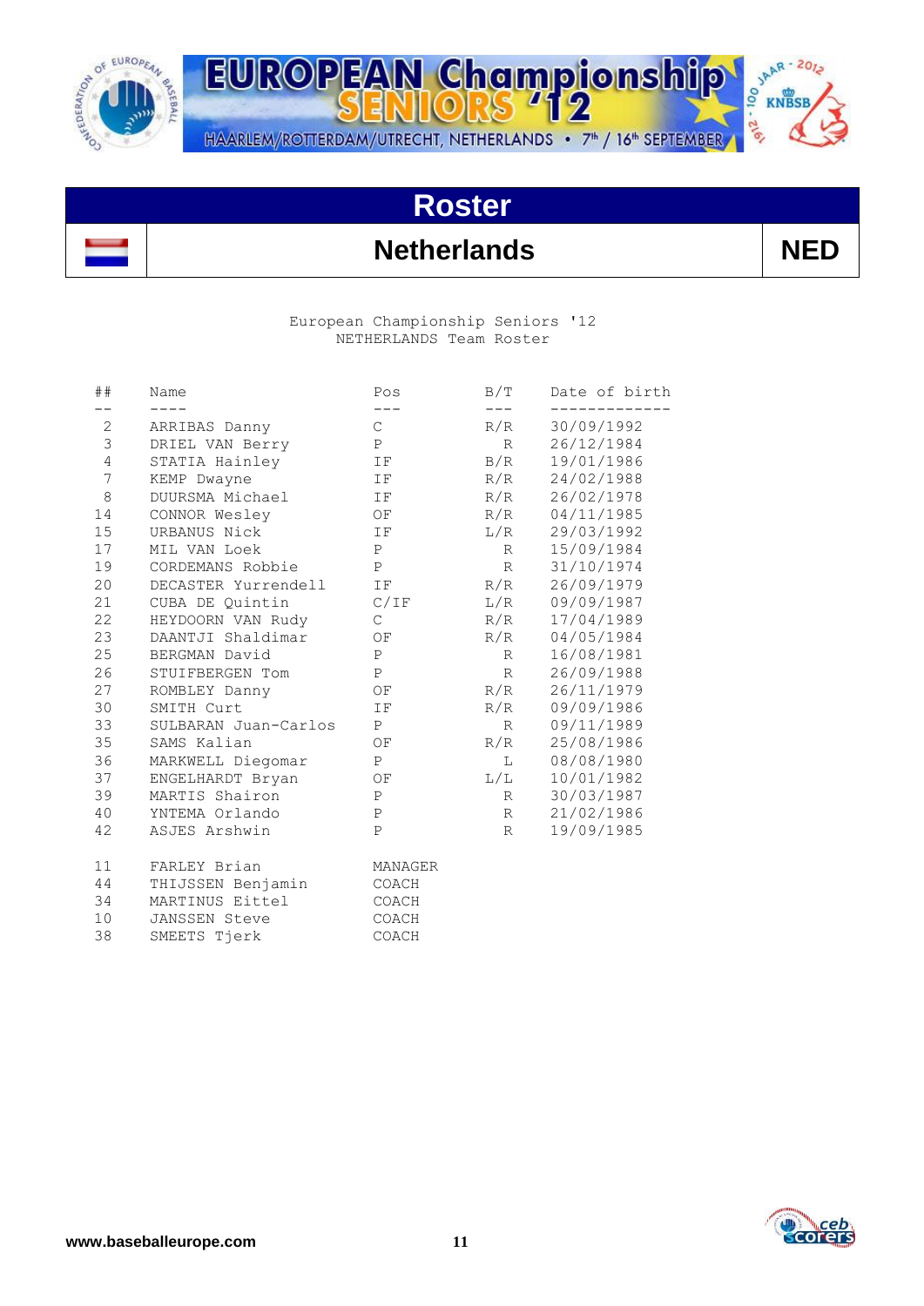# Roster

## Netherlands — NED

European Championship Seniors '12
NETHERLANDS Team Roster

| ## | Name | Pos | B/T | Date of birth |
|---|---|---|---|---|
| 2 | ARRIBAS Danny | C | R/R | 30/09/1992 |
| 3 | DRIEL VAN Berry | P | R | 26/12/1984 |
| 4 | STATIA Hainley | IF | B/R | 19/01/1986 |
| 7 | KEMP Dwayne | IF | R/R | 24/02/1988 |
| 8 | DUURSMA Michael | IF | R/R | 26/02/1978 |
| 14 | CONNOR Wesley | OF | R/R | 04/11/1985 |
| 15 | URBANUS Nick | IF | L/R | 29/03/1992 |
| 17 | MIL VAN Loek | P | R | 15/09/1984 |
| 19 | CORDEMANS Robbie | P | R | 31/10/1974 |
| 20 | DECASTER Yurrendell | IF | R/R | 26/09/1979 |
| 21 | CUBA DE Quintin | C/IF | L/R | 09/09/1987 |
| 22 | HEYDOORN VAN Rudy | C | R/R | 17/04/1989 |
| 23 | DAANTJI Shaldimar | OF | R/R | 04/05/1984 |
| 25 | BERGMAN David | P | R | 16/08/1981 |
| 26 | STUIFBERGEN Tom | P | R | 26/09/1988 |
| 27 | ROMBLEY Danny | OF | R/R | 26/11/1979 |
| 30 | SMITH Curt | IF | R/R | 09/09/1986 |
| 33 | SULBARAN Juan-Carlos | P | R | 09/11/1989 |
| 35 | SAMS Kalian | OF | R/R | 25/08/1986 |
| 36 | MARKWELL Diegomar | P | L | 08/08/1980 |
| 37 | ENGELHARDT Bryan | OF | L/L | 10/01/1982 |
| 39 | MARTIS Shairon | P | R | 30/03/1987 |
| 40 | YNTEMA Orlando | P | R | 21/02/1986 |
| 42 | ASJES Arshwin | P | R | 19/09/1985 |

| ## | Name | Pos |
|---|---|---|
| 11 | FARLEY Brian | MANAGER |
| 44 | THIJSSEN Benjamin | COACH |
| 34 | MARTINUS Eittel | COACH |
| 10 | JANSSEN Steve | COACH |
| 38 | SMEETS Tjerk | COACH |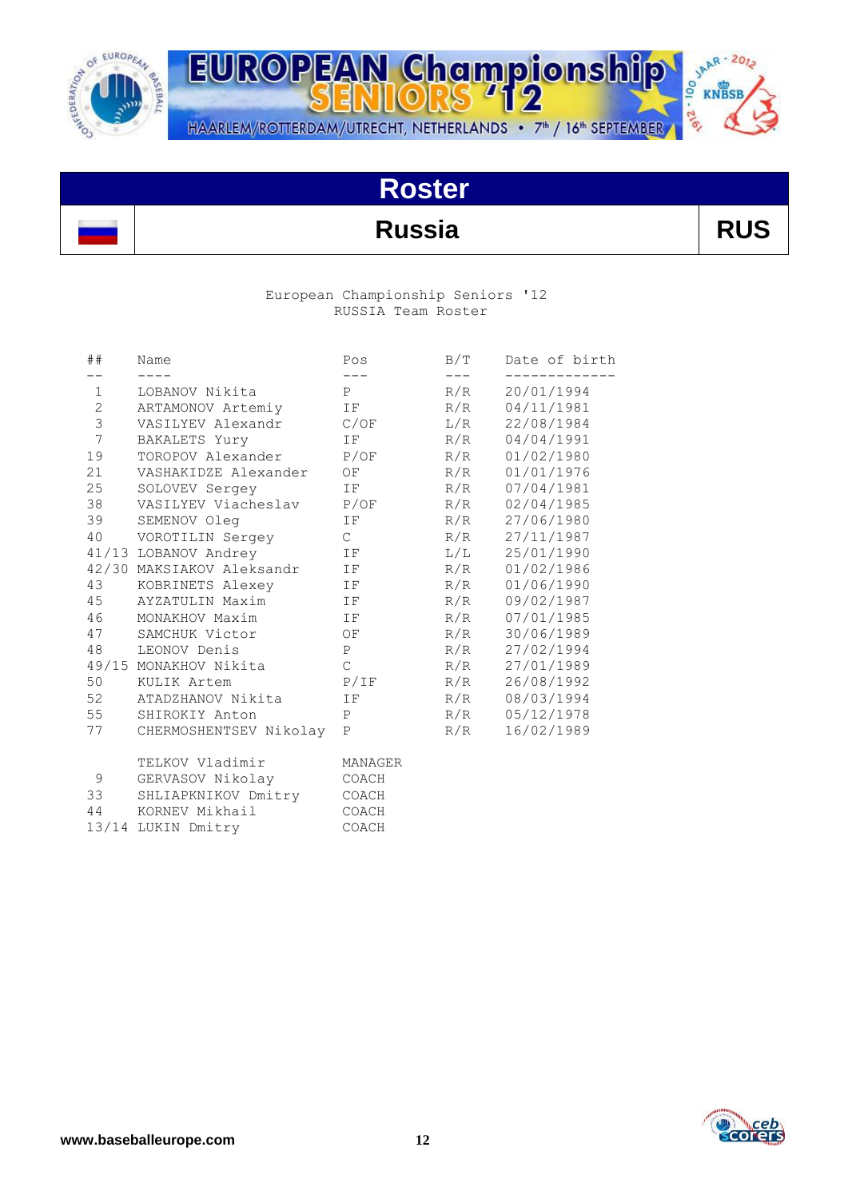# Roster

## Russia — RUS

European Championship Seniors '12
RUSSIA Team Roster

| ## | Name | Pos | B/T | Date of birth |
|---|---|---|---|---|
| 1 | LOBANOV Nikita | P | R/R | 20/01/1994 |
| 2 | ARTAMONOV Artemiy | IF | R/R | 04/11/1981 |
| 3 | VASILYEV Alexandr | C/OF | L/R | 22/08/1984 |
| 7 | BAKALETS Yury | IF | R/R | 04/04/1991 |
| 19 | TOROPOV Alexander | P/OF | R/R | 01/02/1980 |
| 21 | VASHAKIDZE Alexander | OF | R/R | 01/01/1976 |
| 25 | SOLOVEV Sergey | IF | R/R | 07/04/1981 |
| 38 | VASILYEV Viacheslav | P/OF | R/R | 02/04/1985 |
| 39 | SEMENOV Oleg | IF | R/R | 27/06/1980 |
| 40 | VOROTILIN Sergey | C | R/R | 27/11/1987 |
| 41/13 | LOBANOV Andrey | IF | L/L | 25/01/1990 |
| 42/30 | MAKSIAKOV Aleksandr | IF | R/R | 01/02/1986 |
| 43 | KOBRINETS Alexey | IF | R/R | 01/06/1990 |
| 45 | AYZATULIN Maxim | IF | R/R | 09/02/1987 |
| 46 | MONAKHOV Maxim | IF | R/R | 07/01/1985 |
| 47 | SAMCHUK Victor | OF | R/R | 30/06/1989 |
| 48 | LEONOV Denis | P | R/R | 27/02/1994 |
| 49/15 | MONAKHOV Nikita | C | R/R | 27/01/1989 |
| 50 | KULIK Artem | P/IF | R/R | 26/08/1992 |
| 52 | ATADZHANOV Nikita | IF | R/R | 08/03/1994 |
| 55 | SHIROKIY Anton | P | R/R | 05/12/1978 |
| 77 | CHERMOSHENTSEV Nikolay | P | R/R | 16/02/1989 |
| | TELKOV Vladimir | MANAGER | | |
| 9 | GERVASOV Nikolay | COACH | | |
| 33 | SHLIAPKNIKOV Dmitry | COACH | | |
| 44 | KORNEV Mikhail | COACH | | |
| 13/14 | LUKIN Dmitry | COACH | | |

www.baseballeurope.com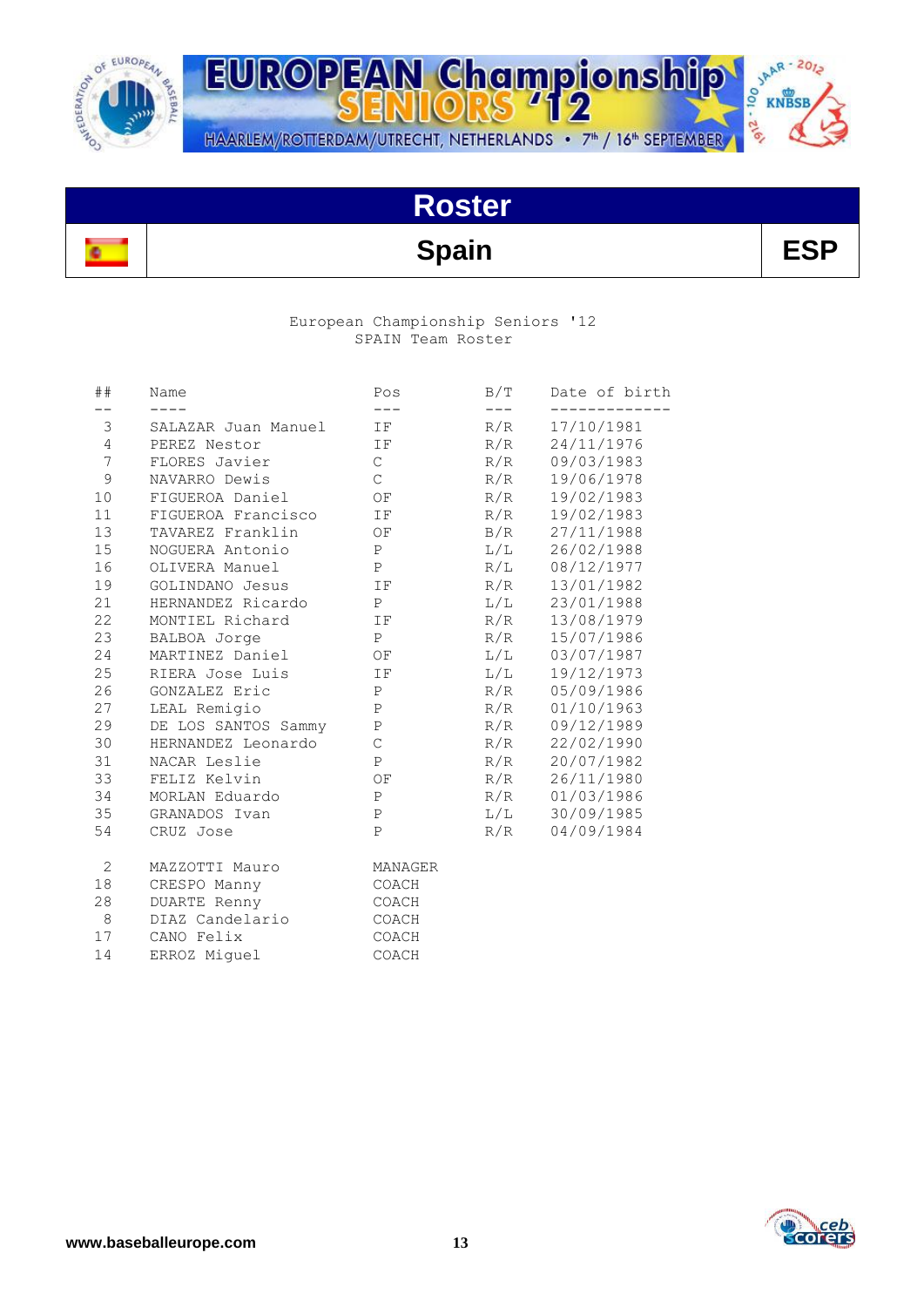# Roster

## Spain ESP

European Championship Seniors '12
SPAIN Team Roster

| ## | Name | Pos | B/T | Date of birth |
|---|---|---|---|---|
| 3 | SALAZAR Juan Manuel | IF | R/R | 17/10/1981 |
| 4 | PEREZ Nestor | IF | R/R | 24/11/1976 |
| 7 | FLORES Javier | C | R/R | 09/03/1983 |
| 9 | NAVARRO Dewis | C | R/R | 19/06/1978 |
| 10 | FIGUEROA Daniel | OF | R/R | 19/02/1983 |
| 11 | FIGUEROA Francisco | IF | R/R | 19/02/1983 |
| 13 | TAVAREZ Franklin | OF | B/R | 27/11/1988 |
| 15 | NOGUERA Antonio | P | L/L | 26/02/1988 |
| 16 | OLIVERA Manuel | P | R/L | 08/12/1977 |
| 19 | GOLINDANO Jesus | IF | R/R | 13/01/1982 |
| 21 | HERNANDEZ Ricardo | P | L/L | 23/01/1988 |
| 22 | MONTIEL Richard | IF | R/R | 13/08/1979 |
| 23 | BALBOA Jorge | P | R/R | 15/07/1986 |
| 24 | MARTINEZ Daniel | OF | L/L | 03/07/1987 |
| 25 | RIERA Jose Luis | IF | L/L | 19/12/1973 |
| 26 | GONZALEZ Eric | P | R/R | 05/09/1986 |
| 27 | LEAL Remigio | P | R/R | 01/10/1963 |
| 29 | DE LOS SANTOS Sammy | P | R/R | 09/12/1989 |
| 30 | HERNANDEZ Leonardo | C | R/R | 22/02/1990 |
| 31 | NACAR Leslie | P | R/R | 20/07/1982 |
| 33 | FELIZ Kelvin | OF | R/R | 26/11/1980 |
| 34 | MORLAN Eduardo | P | R/R | 01/03/1986 |
| 35 | GRANADOS Ivan | P | L/L | 30/09/1985 |
| 54 | CRUZ Jose | P | R/R | 04/09/1984 |

| ## | Name | Pos |
|---|---|---|
| 2 | MAZZOTTI Mauro | MANAGER |
| 18 | CRESPO Manny | COACH |
| 28 | DUARTE Renny | COACH |
| 8 | DIAZ Candelario | COACH |
| 17 | CANO Felix | COACH |
| 14 | ERROZ Miguel | COACH |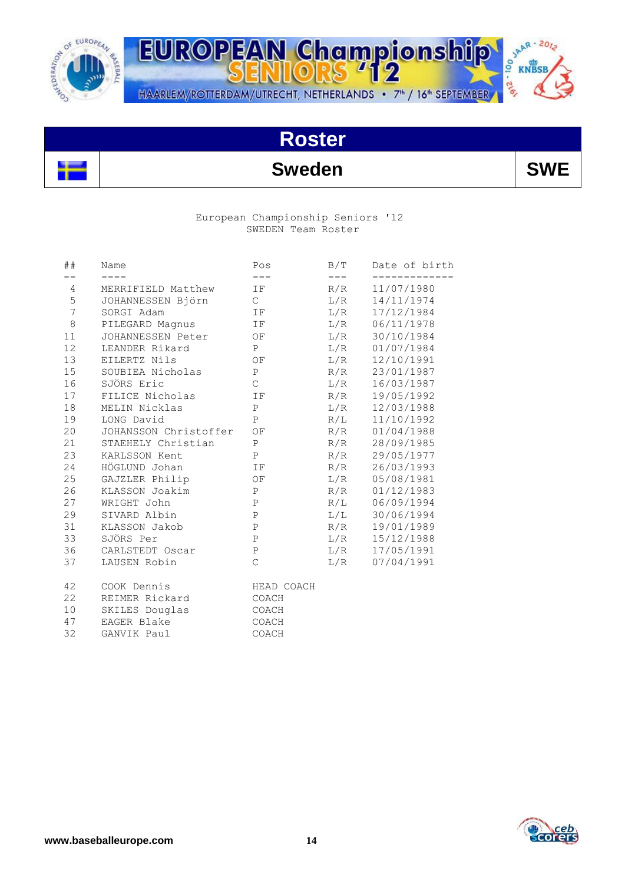# Roster

## Sweden SWE

European Championship Seniors '12
SWEDEN Team Roster

| ## | Name | Pos | B/T | Date of birth |
|---|---|---|---|---|
| 4 | MERRIFIELD Matthew | IF | R/R | 11/07/1980 |
| 5 | JOHANNESSEN Björn | C | L/R | 14/11/1974 |
| 7 | SORGI Adam | IF | L/R | 17/12/1984 |
| 8 | PILEGARD Magnus | IF | L/R | 06/11/1978 |
| 11 | JOHANNESSEN Peter | OF | L/R | 30/10/1984 |
| 12 | LEANDER Rikard | P | L/R | 01/07/1984 |
| 13 | EILERTZ Nils | OF | L/R | 12/10/1991 |
| 15 | SOUBIEA Nicholas | P | R/R | 23/01/1987 |
| 16 | SJÖRS Eric | C | L/R | 16/03/1987 |
| 17 | FILICE Nicholas | IF | R/R | 19/05/1992 |
| 18 | MELIN Nicklas | P | L/R | 12/03/1988 |
| 19 | LONG David | P | R/L | 11/10/1992 |
| 20 | JOHANSSON Christoffer | OF | R/R | 01/04/1988 |
| 21 | STAEHELY Christian | P | R/R | 28/09/1985 |
| 23 | KARLSSON Kent | P | R/R | 29/05/1977 |
| 24 | HÖGLUND Johan | IF | R/R | 26/03/1993 |
| 25 | GAJZLER Philip | OF | L/R | 05/08/1981 |
| 26 | KLASSON Joakim | P | R/R | 01/12/1983 |
| 27 | WRIGHT John | P | R/L | 06/09/1994 |
| 29 | SIVARD Albin | P | L/L | 30/06/1994 |
| 31 | KLASSON Jakob | P | R/R | 19/01/1989 |
| 33 | SJÖRS Per | P | L/R | 15/12/1988 |
| 36 | CARLSTEDT Oscar | P | L/R | 17/05/1991 |
| 37 | LAUSEN Robin | C | L/R | 07/04/1991 |
| 42 | COOK Dennis | HEAD COACH | | |
| 22 | REIMER Rickard | COACH | | |
| 10 | SKILES Douglas | COACH | | |
| 47 | EAGER Blake | COACH | | |
| 32 | GANVIK Paul | COACH | | |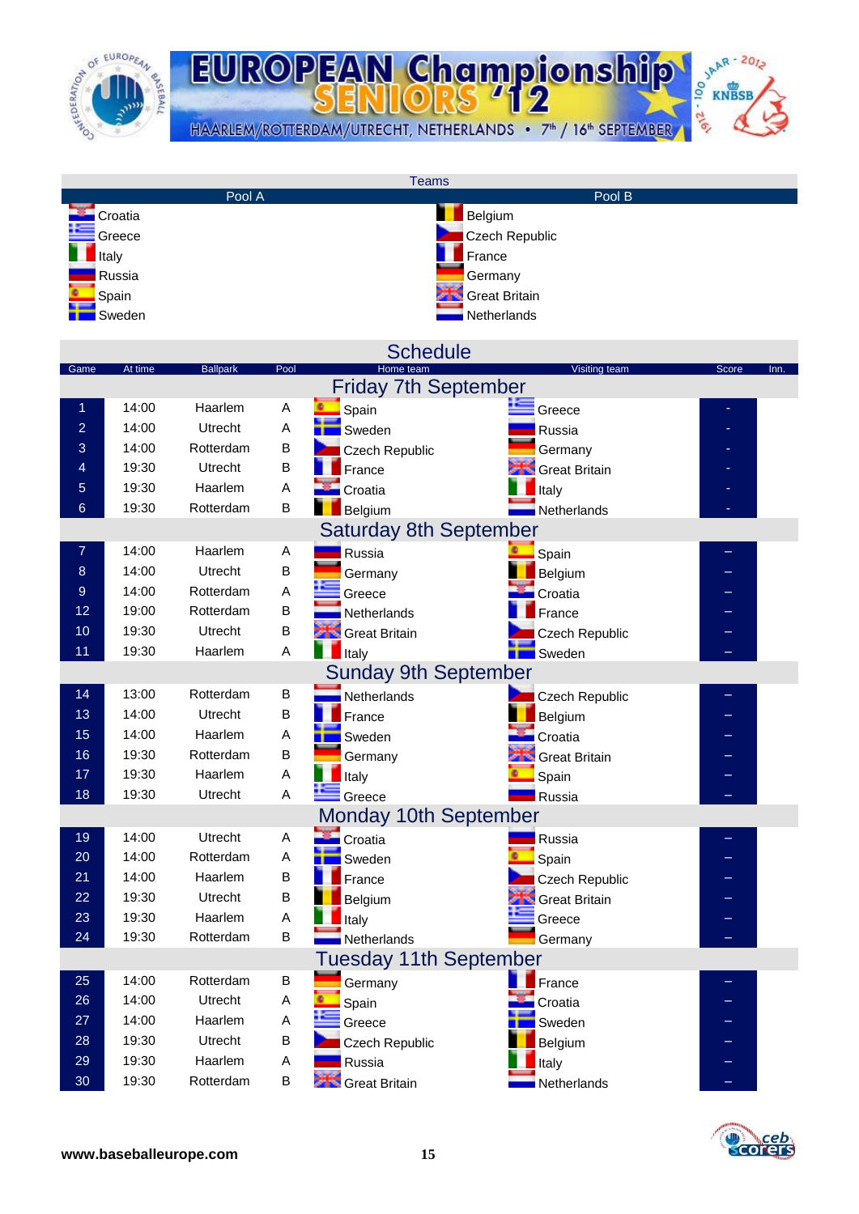# EUROPEAN Championship SENIORS '12

HAARLEM/ROTTERDAM/UTRECHT, NETHERLANDS • 7th / 16th SEPTEMBER

## Teams

| Pool A | Pool B |
|---|---|
| Croatia | Belgium |
| Greece | Czech Republic |
| Italy | France |
| Russia | Germany |
| Spain | Great Britain |
| Sweden | Netherlands |

## Schedule

| Game | At time | Ballpark | Pool | Home team | Visiting team | Score | Inn. |
|---|---|---|---|---|---|---|---|
| **Friday 7th September** | | | | | | | |
| 1 | 14:00 | Haarlem | A | Spain | Greece | - | |
| 2 | 14:00 | Utrecht | A | Sweden | Russia | - | |
| 3 | 14:00 | Rotterdam | B | Czech Republic | Germany | - | |
| 4 | 19:30 | Utrecht | B | France | Great Britain | - | |
| 5 | 19:30 | Haarlem | A | Croatia | Italy | - | |
| 6 | 19:30 | Rotterdam | B | Belgium | Netherlands | - | |
| **Saturday 8th September** | | | | | | | |
| 7 | 14:00 | Haarlem | A | Russia | Spain | – | |
| 8 | 14:00 | Utrecht | B | Germany | Belgium | – | |
| 9 | 14:00 | Rotterdam | A | Greece | Croatia | – | |
| 12 | 19:00 | Rotterdam | B | Netherlands | France | – | |
| 10 | 19:30 | Utrecht | B | Great Britain | Czech Republic | – | |
| 11 | 19:30 | Haarlem | A | Italy | Sweden | – | |
| **Sunday 9th September** | | | | | | | |
| 14 | 13:00 | Rotterdam | B | Netherlands | Czech Republic | – | |
| 13 | 14:00 | Utrecht | B | France | Belgium | – | |
| 15 | 14:00 | Haarlem | A | Sweden | Croatia | – | |
| 16 | 19:30 | Rotterdam | B | Germany | Great Britain | – | |
| 17 | 19:30 | Haarlem | A | Italy | Spain | – | |
| 18 | 19:30 | Utrecht | A | Greece | Russia | – | |
| **Monday 10th September** | | | | | | | |
| 19 | 14:00 | Utrecht | A | Croatia | Russia | – | |
| 20 | 14:00 | Rotterdam | A | Sweden | Spain | – | |
| 21 | 14:00 | Haarlem | B | France | Czech Republic | – | |
| 22 | 19:30 | Utrecht | B | Belgium | Great Britain | – | |
| 23 | 19:30 | Haarlem | A | Italy | Greece | – | |
| 24 | 19:30 | Rotterdam | B | Netherlands | Germany | – | |
| **Tuesday 11th September** | | | | | | | |
| 25 | 14:00 | Rotterdam | B | Germany | France | – | |
| 26 | 14:00 | Utrecht | A | Spain | Croatia | – | |
| 27 | 14:00 | Haarlem | A | Greece | Sweden | – | |
| 28 | 19:30 | Utrecht | B | Czech Republic | Belgium | – | |
| 29 | 19:30 | Haarlem | A | Russia | Italy | – | |
| 30 | 19:30 | Rotterdam | B | Great Britain | Netherlands | – | |

**www.baseballeurope.com**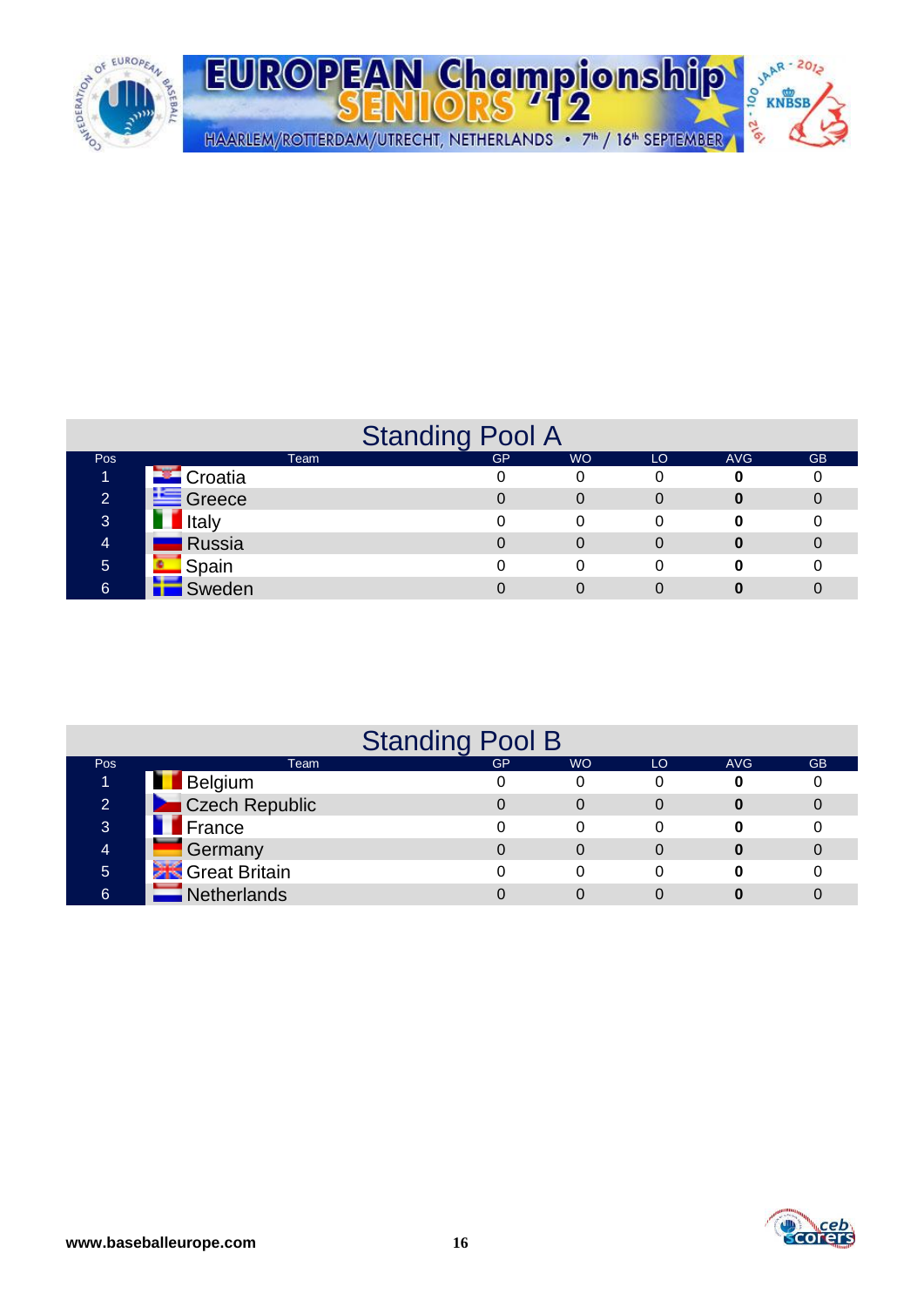## Standing Pool A

| Pos | Team | GP | WO | LO | AVG | GB |
|---|---|---|---|---|---|---|
| 1 | Croatia | 0 | 0 | 0 | **0** | 0 |
| 2 | Greece | 0 | 0 | 0 | **0** | 0 |
| 3 | Italy | 0 | 0 | 0 | **0** | 0 |
| 4 | Russia | 0 | 0 | 0 | **0** | 0 |
| 5 | Spain | 0 | 0 | 0 | **0** | 0 |
| 6 | Sweden | 0 | 0 | 0 | **0** | 0 |

## Standing Pool B

| Pos | Team | GP | WO | LO | AVG | GB |
|---|---|---|---|---|---|---|
| 1 | Belgium | 0 | 0 | 0 | **0** | 0 |
| 2 | Czech Republic | 0 | 0 | 0 | **0** | 0 |
| 3 | France | 0 | 0 | 0 | **0** | 0 |
| 4 | Germany | 0 | 0 | 0 | **0** | 0 |
| 5 | Great Britain | 0 | 0 | 0 | **0** | 0 |
| 6 | Netherlands | 0 | 0 | 0 | **0** | 0 |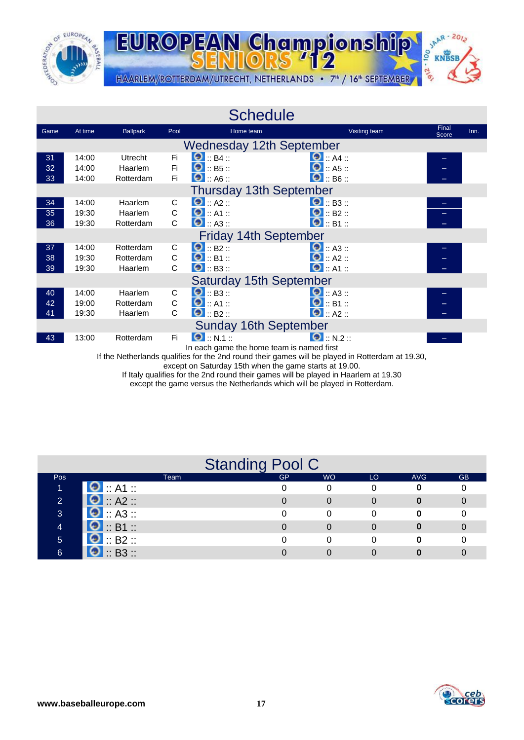# EUROPEAN Championship SENIORS '12

HAARLEM/ROTTERDAM/UTRECHT, NETHERLANDS • 7th / 16th SEPTEMBER

## Schedule

| Game | At time | Ballpark | Pool | Home team | Visiting team | Final Score | Inn. |
|---|---|---|---|---|---|---|---|
| **Wednesday 12th September** | | | | | | | |
| 31 | 14:00 | Utrecht | Fi | :: B4 :: | :: A4 :: | – | |
| 32 | 14:00 | Haarlem | Fi | :: B5 :: | :: A5 :: | – | |
| 33 | 14:00 | Rotterdam | Fi | :: A6 :: | :: B6 :: | – | |
| **Thursday 13th September** | | | | | | | |
| 34 | 14:00 | Haarlem | C | :: A2 :: | :: B3 :: | – | |
| 35 | 19:30 | Haarlem | C | :: A1 :: | :: B2 :: | – | |
| 36 | 19:30 | Rotterdam | C | :: A3 :: | :: B1 :: | – | |
| **Friday 14th September** | | | | | | | |
| 37 | 14:00 | Rotterdam | C | :: B2 :: | :: A3 :: | – | |
| 38 | 19:30 | Rotterdam | C | :: B1 :: | :: A2 :: | – | |
| 39 | 19:30 | Haarlem | C | :: B3 :: | :: A1 :: | – | |
| **Saturday 15th September** | | | | | | | |
| 40 | 14:00 | Haarlem | C | :: B3 :: | :: A3 :: | – | |
| 42 | 19:00 | Rotterdam | C | :: A1 :: | :: B1 :: | – | |
| 41 | 19:30 | Haarlem | C | :: B2 :: | :: A2 :: | – | |
| **Sunday 16th September** | | | | | | | |
| 43 | 13:00 | Rotterdam | Fi | :: N.1 :: | :: N.2 :: | – | |

In each game the home team is named first

If the Netherlands qualifies for the 2nd round their games will be played in Rotterdam at 19.30, except on Saturday 15th when the game starts at 19.00.

If Italy qualifies for the 2nd round their games will be played in Haarlem at 19.30 except the game versus the Netherlands which will be played in Rotterdam.

## Standing Pool C

| Pos | Team | GP | WO | LO | AVG | GB |
|---|---|---|---|---|---|---|
| 1 | :: A1 :: | 0 | 0 | 0 | **0** | 0 |
| 2 | :: A2 :: | 0 | 0 | 0 | **0** | 0 |
| 3 | :: A3 :: | 0 | 0 | 0 | **0** | 0 |
| 4 | :: B1 :: | 0 | 0 | 0 | **0** | 0 |
| 5 | :: B2 :: | 0 | 0 | 0 | **0** | 0 |
| 6 | :: B3 :: | 0 | 0 | 0 | **0** | 0 |

**www.baseballeurope.com**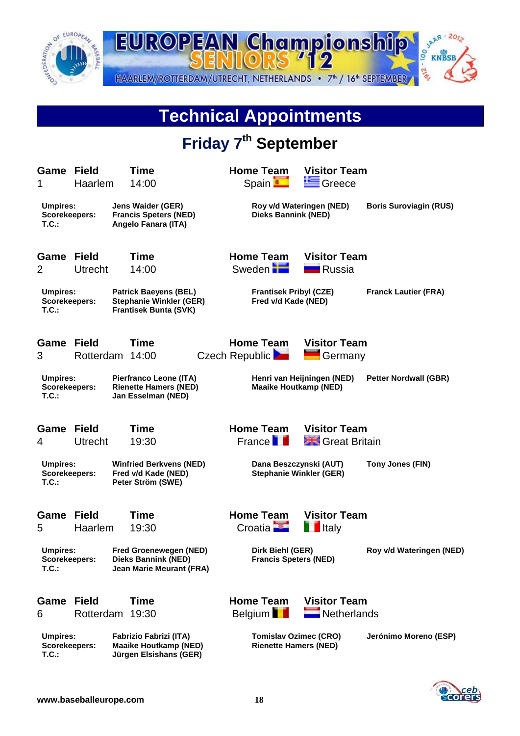# Technical Appointments

## Friday 7th September

| Game | Field | Time | Home Team | Visitor Team |
|---|---|---|---|---|
| 1 | Haarlem | 14:00 | Spain | Greece |

| | | | |
|---|---|---|---|
| **Umpires:** | **Jens Waider (GER)** | **Roy v/d Wateringen (NED)** | **Boris Suroviagin (RUS)** |
| **Scorekeepers:** | **Francis Speters (NED)** | **Dieks Bannink (NED)** | |
| **T.C.:** | **Angelo Fanara (ITA)** | | |

| Game | Field | Time | Home Team | Visitor Team |
|---|---|---|---|---|
| 2 | Utrecht | 14:00 | Sweden | Russia |

| | | | |
|---|---|---|---|
| **Umpires:** | **Patrick Baeyens (BEL)** | **Frantisek Pribyl (CZE)** | **Franck Lautier (FRA)** |
| **Scorekeepers:** | **Stephanie Winkler (GER)** | **Fred v/d Kade (NED)** | |
| **T.C.:** | **Frantisek Bunta (SVK)** | | |

| Game | Field | Time | Home Team | Visitor Team |
|---|---|---|---|---|
| 3 | Rotterdam | 14:00 | Czech Republic | Germany |

| | | | |
|---|---|---|---|
| **Umpires:** | **Pierfranco Leone (ITA)** | **Henri van Heijningen (NED)** | **Petter Nordwall (GBR)** |
| **Scorekeepers:** | **Rienette Hamers (NED)** | **Maaike Houtkamp (NED)** | |
| **T.C.:** | **Jan Esselman (NED)** | | |

| Game | Field | Time | Home Team | Visitor Team |
|---|---|---|---|---|
| 4 | Utrecht | 19:30 | France | Great Britain |

| | | | |
|---|---|---|---|
| **Umpires:** | **Winfried Berkvens (NED)** | **Dana Beszczynski (AUT)** | **Tony Jones (FIN)** |
| **Scorekeepers:** | **Fred v/d Kade (NED)** | **Stephanie Winkler (GER)** | |
| **T.C.:** | **Peter Ström (SWE)** | | |

| Game | Field | Time | Home Team | Visitor Team |
|---|---|---|---|---|
| 5 | Haarlem | 19:30 | Croatia | Italy |

| | | | |
|---|---|---|---|
| **Umpires:** | **Fred Groenewegen (NED)** | **Dirk Biehl (GER)** | **Roy v/d Wateringen (NED)** |
| **Scorekeepers:** | **Dieks Bannink (NED)** | **Francis Speters (NED)** | |
| **T.C.:** | **Jean Marie Meurant (FRA)** | | |

| Game | Field | Time | Home Team | Visitor Team |
|---|---|---|---|---|
| 6 | Rotterdam | 19:30 | Belgium | Netherlands |

| | | | |
|---|---|---|---|
| **Umpires:** | **Fabrizio Fabrizi (ITA)** | **Tomislav Ozimec (CRO)** | **Jerónimo Moreno (ESP)** |
| **Scorekeepers:** | **Maaike Houtkamp (NED)** | **Rienette Hamers (NED)** | |
| **T.C.:** | **Jürgen Elsishans (GER)** | | |

www.baseballeurope.com